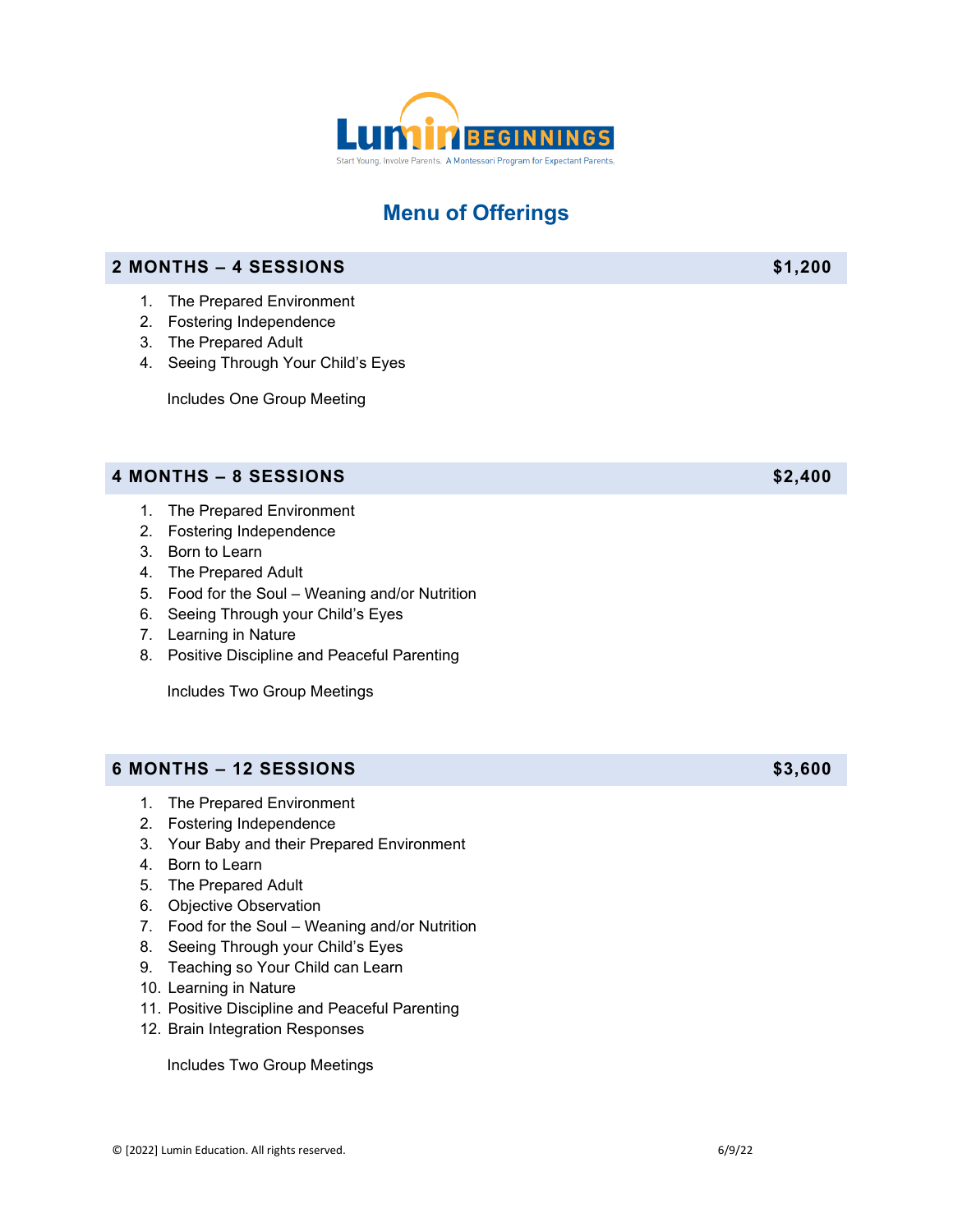**Lumin BEGINNINGS**

Start Young. Involve Parents. A Montessori Program for Expectant Parents.

# Menu of Offerings

## 2 MONTHS – 4 SESSIONS — $1,200

1. The Prepared Environment
2. Fostering Independence
3. The Prepared Adult
4. Seeing Through Your Child's Eyes

Includes One Group Meeting

## 4 MONTHS – 8 SESSIONS — $2,400

1. The Prepared Environment
2. Fostering Independence
3. Born to Learn
4. The Prepared Adult
5. Food for the Soul – Weaning and/or Nutrition
6. Seeing Through your Child's Eyes
7. Learning in Nature
8. Positive Discipline and Peaceful Parenting

Includes Two Group Meetings

## 6 MONTHS – 12 SESSIONS — $3,600

1. The Prepared Environment
2. Fostering Independence
3. Your Baby and their Prepared Environment
4. Born to Learn
5. The Prepared Adult
6. Objective Observation
7. Food for the Soul – Weaning and/or Nutrition
8. Seeing Through your Child's Eyes
9. Teaching so Your Child can Learn
10. Learning in Nature
11. Positive Discipline and Peaceful Parenting
12. Brain Integration Responses

Includes Two Group Meetings

© [2022] Lumin Education. All rights reserved. 6/9/22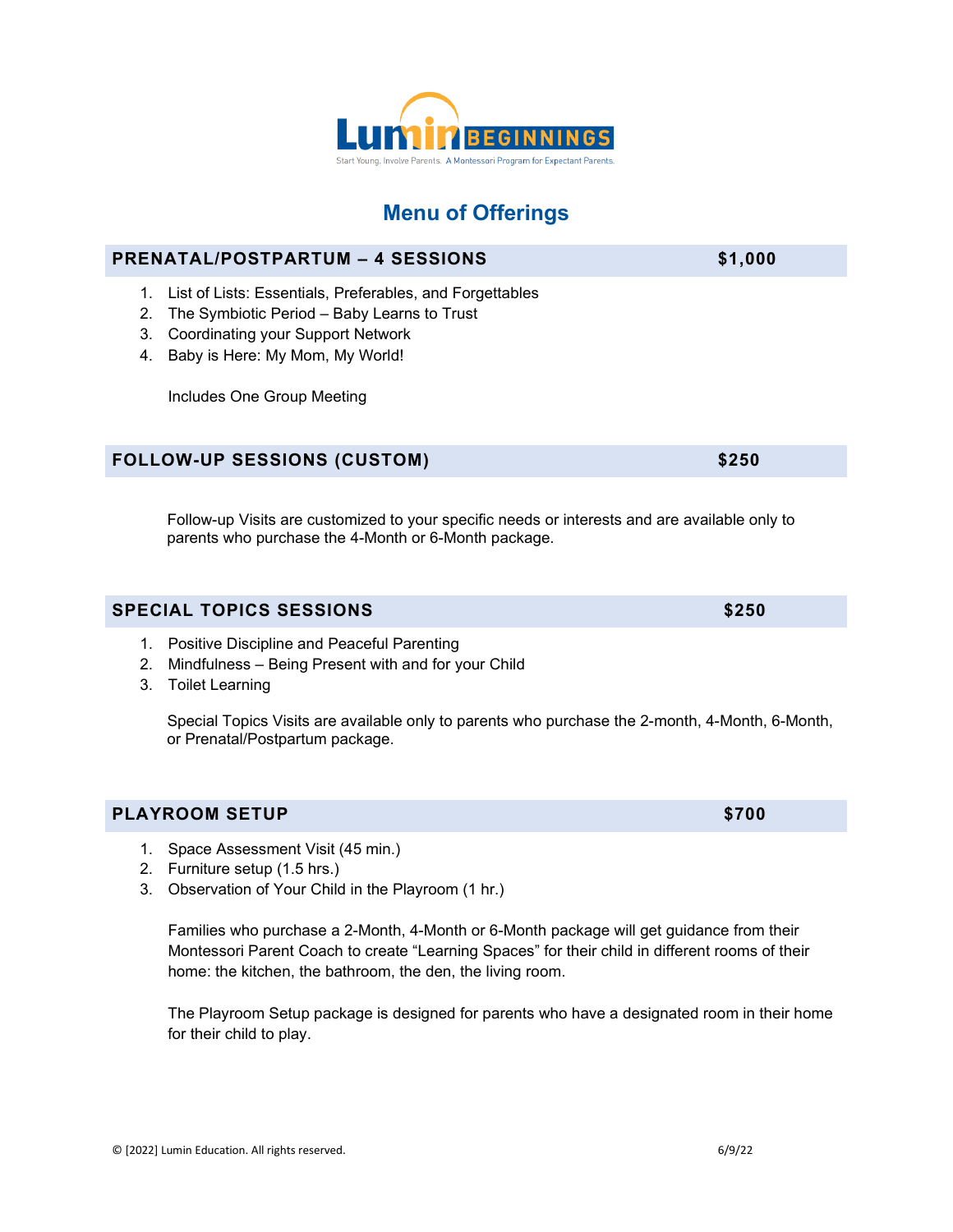Lumin BEGINNINGS

Start Young. Involve Parents. A Montessori Program for Expectant Parents.

# Menu of Offerings

## PRENATAL/POSTPARTUM – 4 SESSIONS $1,000

1. List of Lists: Essentials, Preferables, and Forgettables
2. The Symbiotic Period – Baby Learns to Trust
3. Coordinating your Support Network
4. Baby is Here: My Mom, My World!

Includes One Group Meeting

## FOLLOW-UP SESSIONS (CUSTOM) $250

Follow-up Visits are customized to your specific needs or interests and are available only to parents who purchase the 4-Month or 6-Month package.

## SPECIAL TOPICS SESSIONS $250

1. Positive Discipline and Peaceful Parenting
2. Mindfulness – Being Present with and for your Child
3. Toilet Learning

Special Topics Visits are available only to parents who purchase the 2-month, 4-Month, 6-Month, or Prenatal/Postpartum package.

## PLAYROOM SETUP $700

1. Space Assessment Visit (45 min.)
2. Furniture setup (1.5 hrs.)
3. Observation of Your Child in the Playroom (1 hr.)

Families who purchase a 2-Month, 4-Month or 6-Month package will get guidance from their Montessori Parent Coach to create "Learning Spaces" for their child in different rooms of their home: the kitchen, the bathroom, the den, the living room.

The Playroom Setup package is designed for parents who have a designated room in their home for their child to play.

© [2022] Lumin Education. All rights reserved. 6/9/22